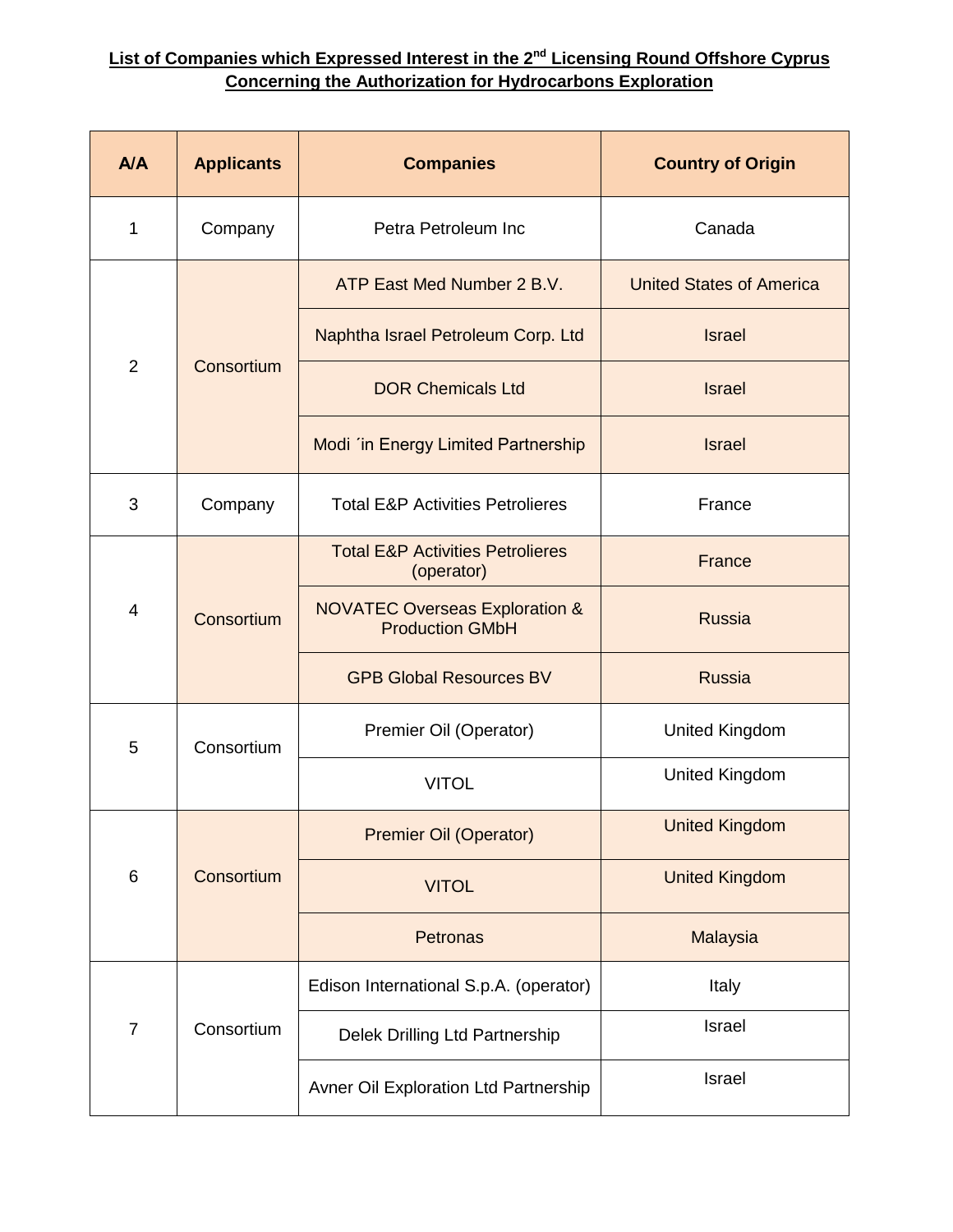**List of Companies which Expressed Interest in the 2nd Licensing Round Offshore Cyprus Concerning the Authorization for Hydrocarbons Exploration**

| A/A | Applicants | Companies | Country of Origin |
|---|---|---|---|
| 1 | Company | Petra Petroleum Inc | Canada |
| 2 | Consortium | ATP East Med Number 2 B.V. | United States of America |
| | | Naphtha Israel Petroleum Corp. Ltd | Israel |
| | | DOR Chemicals Ltd | Israel |
| | | Modi ΄in Energy Limited Partnership | Israel |
| 3 | Company | Total E&P Activities Petrolieres | France |
| 4 | Consortium | Total E&P Activities Petrolieres (operator) | France |
| | | NOVATEC Overseas Exploration & Production GMbH | Russia |
| | | GPB Global Resources BV | Russia |
| 5 | Consortium | Premier Oil (Operator) | United Kingdom |
| | | VITOL | United Kingdom |
| 6 | Consortium | Premier Oil (Operator) | United Kingdom |
| | | VITOL | United Kingdom |
| | | Petronas | Malaysia |
| 7 | Consortium | Edison International S.p.A. (operator) | Italy |
| | | Delek Drilling Ltd Partnership | Israel |
| | | Avner Oil Exploration Ltd Partnership | Israel |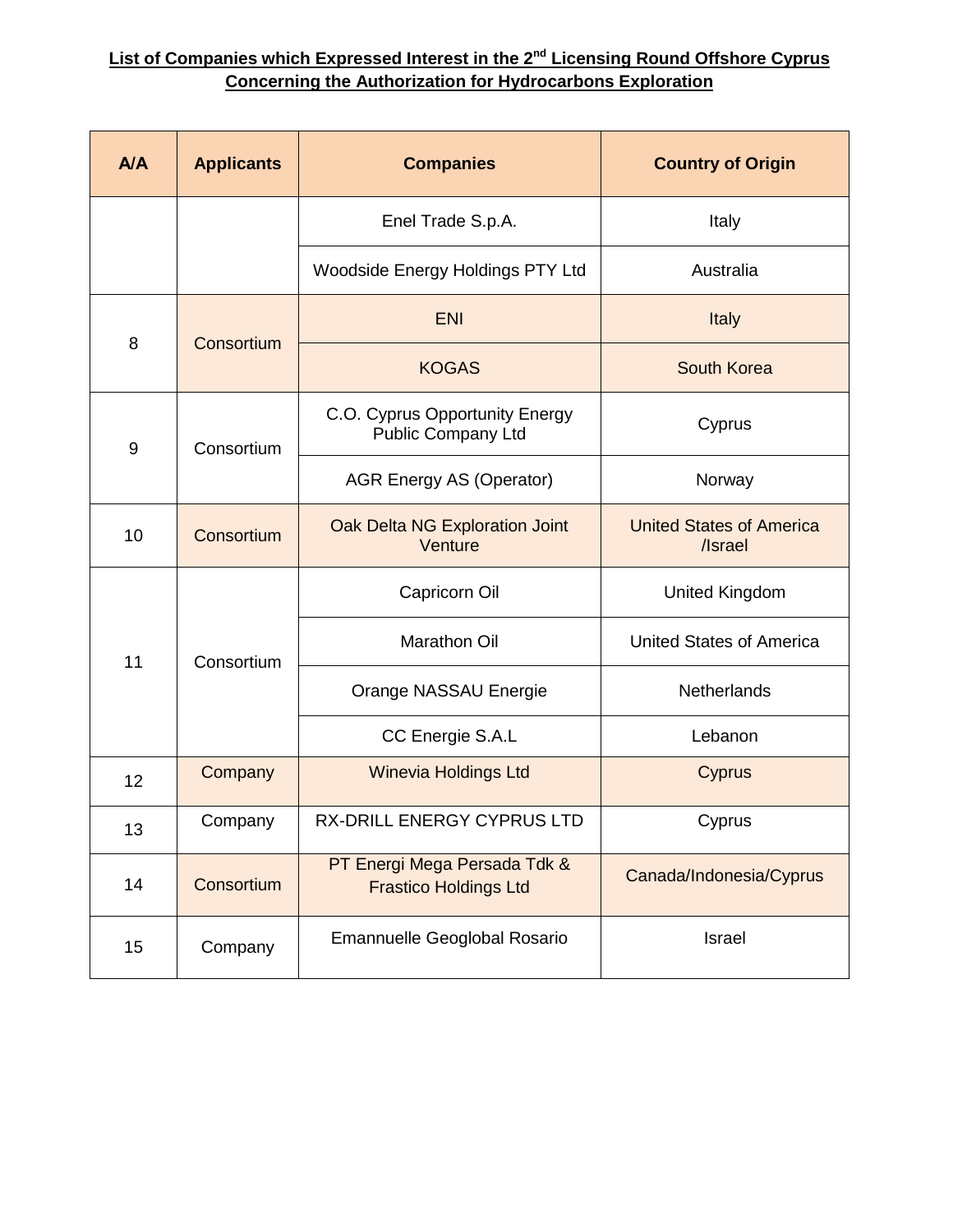**List of Companies which Expressed Interest in the 2nd Licensing Round Offshore Cyprus Concerning the Authorization for Hydrocarbons Exploration**

| A/A | Applicants | Companies | Country of Origin |
|---|---|---|---|
| | | Enel Trade S.p.A. | Italy |
| | | Woodside Energy Holdings PTY Ltd | Australia |
| 8 | Consortium | ENI | Italy |
| | | KOGAS | South Korea |
| 9 | Consortium | C.O. Cyprus Opportunity Energy Public Company Ltd | Cyprus |
| | | AGR Energy AS (Operator) | Norway |
| 10 | Consortium | Oak Delta NG Exploration Joint Venture | United States of America /Israel |
| 11 | Consortium | Capricorn Oil | United Kingdom |
| | | Marathon Oil | United States of America |
| | | Orange NASSAU Energie | Netherlands |
| | | CC Energie S.A.L | Lebanon |
| 12 | Company | Winevia Holdings Ltd | Cyprus |
| 13 | Company | RX-DRILL ENERGY CYPRUS LTD | Cyprus |
| 14 | Consortium | PT Energi Mega Persada Tdk & Frastico Holdings Ltd | Canada/Indonesia/Cyprus |
| 15 | Company | Emannuelle Geoglobal Rosario | Israel |